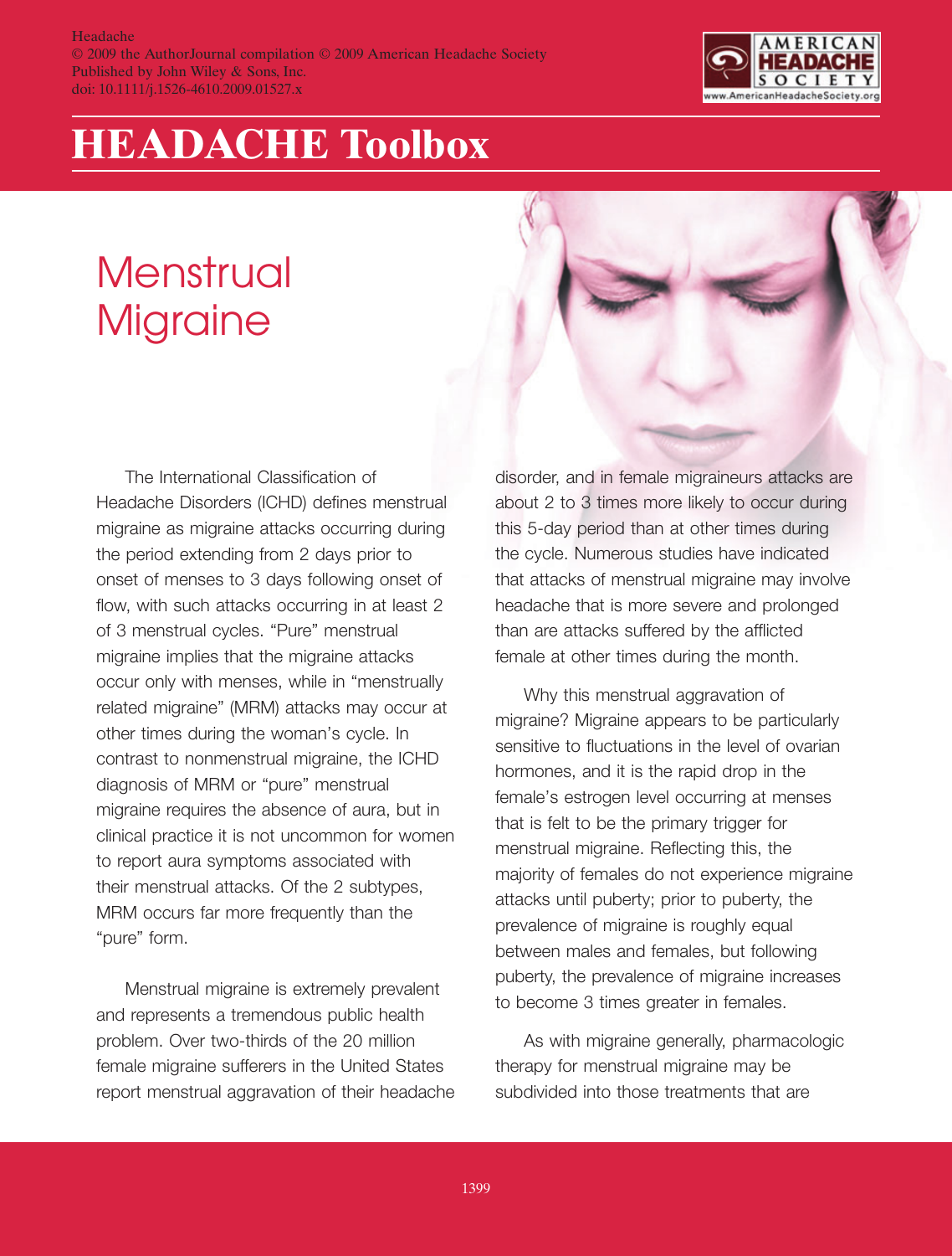# HEADACHE Toolbox

## Menstrual Migraine

The International Classification of Headache Disorders (ICHD) defines menstrual migraine as migraine attacks occurring during the period extending from 2 days prior to onset of menses to 3 days following onset of flow, with such attacks occurring in at least 2 of 3 menstrual cycles. "Pure" menstrual migraine implies that the migraine attacks occur only with menses, while in "menstrually related migraine" (MRM) attacks may occur at other times during the woman's cycle. In contrast to nonmenstrual migraine, the ICHD diagnosis of MRM or "pure" menstrual migraine requires the absence of aura, but in clinical practice it is not uncommon for women to report aura symptoms associated with their menstrual attacks. Of the 2 subtypes, MRM occurs far more frequently than the "pure" form.

Menstrual migraine is extremely prevalent and represents a tremendous public health problem. Over two-thirds of the 20 million female migraine sufferers in the United States report menstrual aggravation of their headache disorder, and in female migraineurs attacks are about 2 to 3 times more likely to occur during this 5-day period than at other times during the cycle. Numerous studies have indicated that attacks of menstrual migraine may involve headache that is more severe and prolonged than are attacks suffered by the afflicted female at other times during the month.

Why this menstrual aggravation of migraine? Migraine appears to be particularly sensitive to fluctuations in the level of ovarian hormones, and it is the rapid drop in the female's estrogen level occurring at menses that is felt to be the primary trigger for menstrual migraine. Reflecting this, the majority of females do not experience migraine attacks until puberty; prior to puberty, the prevalence of migraine is roughly equal between males and females, but following puberty, the prevalence of migraine increases to become 3 times greater in females.

As with migraine generally, pharmacologic therapy for menstrual migraine may be subdivided into those treatments that are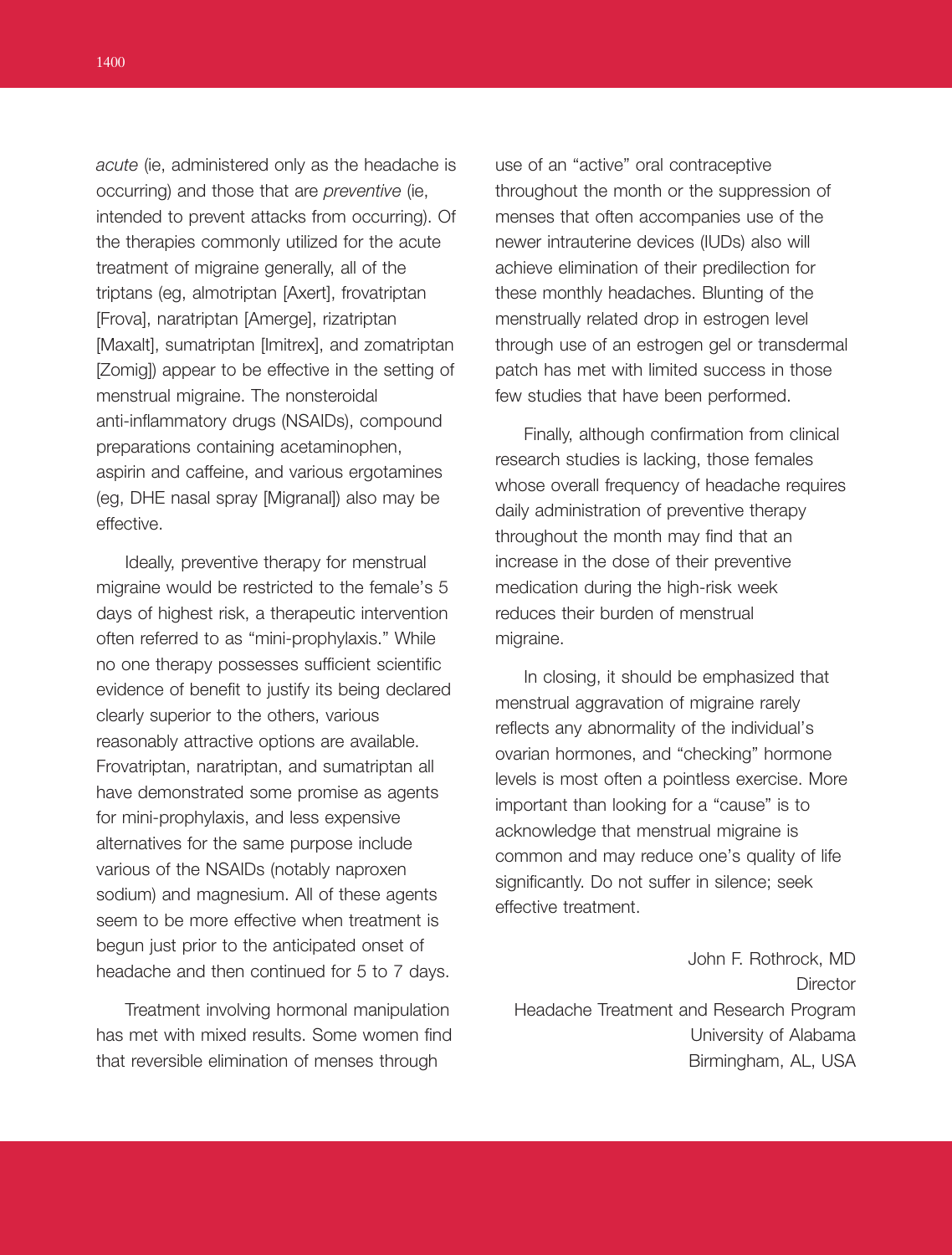*acute* (ie, administered only as the headache is occurring) and those that are *preventive* (ie, intended to prevent attacks from occurring). Of the therapies commonly utilized for the acute treatment of migraine generally, all of the triptans (eg, almotriptan [Axert], frovatriptan [Frova], naratriptan [Amerge], rizatriptan [Maxalt], sumatriptan [Imitrex], and zomatriptan [Zomig]) appear to be effective in the setting of menstrual migraine. The nonsteroidal anti-inflammatory drugs (NSAIDs), compound preparations containing acetaminophen, aspirin and caffeine, and various ergotamines (eg, DHE nasal spray [Migranal]) also may be effective.

Ideally, preventive therapy for menstrual migraine would be restricted to the female's 5 days of highest risk, a therapeutic intervention often referred to as "mini-prophylaxis." While no one therapy possesses sufficient scientific evidence of benefit to justify its being declared clearly superior to the others, various reasonably attractive options are available. Frovatriptan, naratriptan, and sumatriptan all have demonstrated some promise as agents for mini-prophylaxis, and less expensive alternatives for the same purpose include various of the NSAIDs (notably naproxen sodium) and magnesium. All of these agents seem to be more effective when treatment is begun just prior to the anticipated onset of headache and then continued for 5 to 7 days.

Treatment involving hormonal manipulation has met with mixed results. Some women find that reversible elimination of menses through use of an "active" oral contraceptive throughout the month or the suppression of menses that often accompanies use of the newer intrauterine devices (IUDs) also will achieve elimination of their predilection for these monthly headaches. Blunting of the menstrually related drop in estrogen level through use of an estrogen gel or transdermal patch has met with limited success in those few studies that have been performed.

Finally, although confirmation from clinical research studies is lacking, those females whose overall frequency of headache requires daily administration of preventive therapy throughout the month may find that an increase in the dose of their preventive medication during the high-risk week reduces their burden of menstrual migraine.

In closing, it should be emphasized that menstrual aggravation of migraine rarely reflects any abnormality of the individual's ovarian hormones, and "checking" hormone levels is most often a pointless exercise. More important than looking for a "cause" is to acknowledge that menstrual migraine is common and may reduce one's quality of life significantly. Do not suffer in silence; seek effective treatment.

John F. Rothrock, MD
Director
Headache Treatment and Research Program
University of Alabama
Birmingham, AL, USA